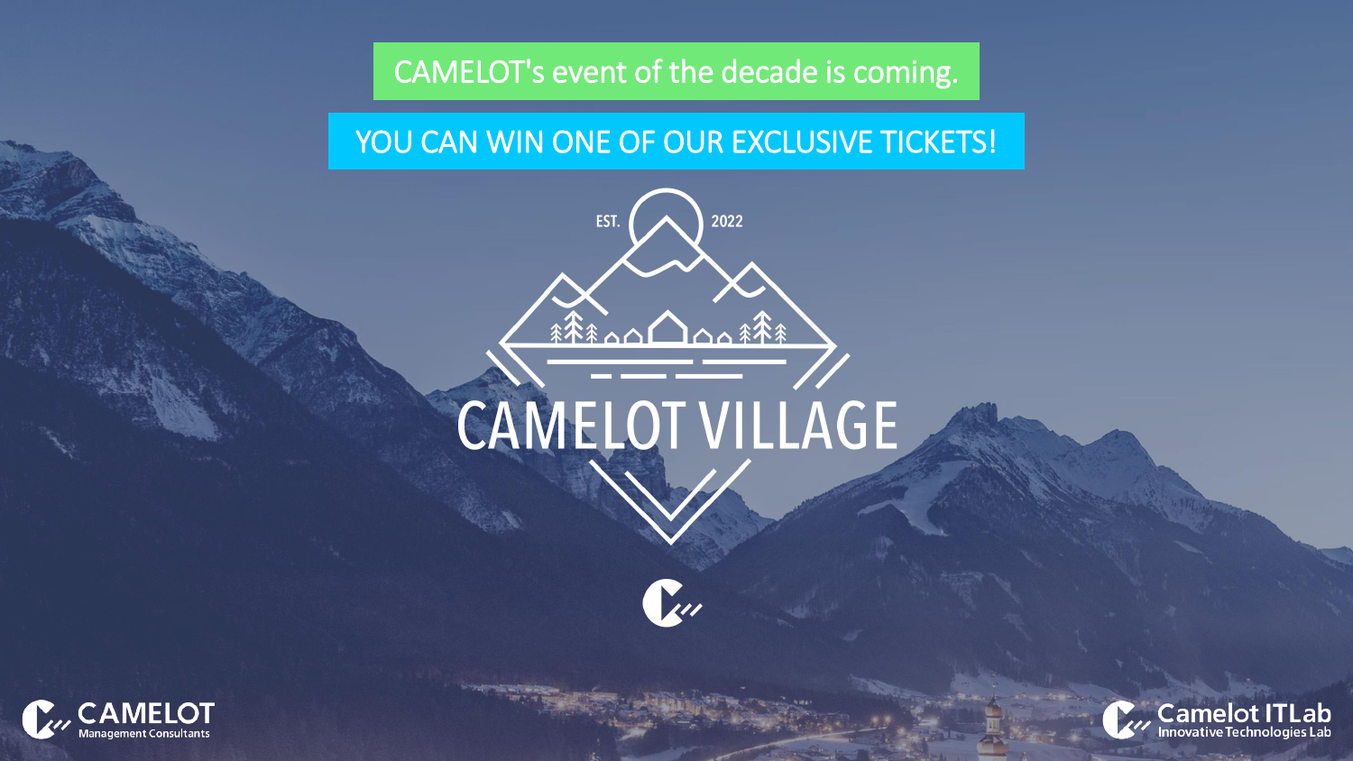CAMELOT's event of the decade is coming.

YOU CAN WIN ONE OF OUR EXCLUSIVE TICKETS!

EST. 2022

# CAMELOT VILLAGE

CAMELOT
Management Consultants

Camelot ITLab
Innovative Technologies Lab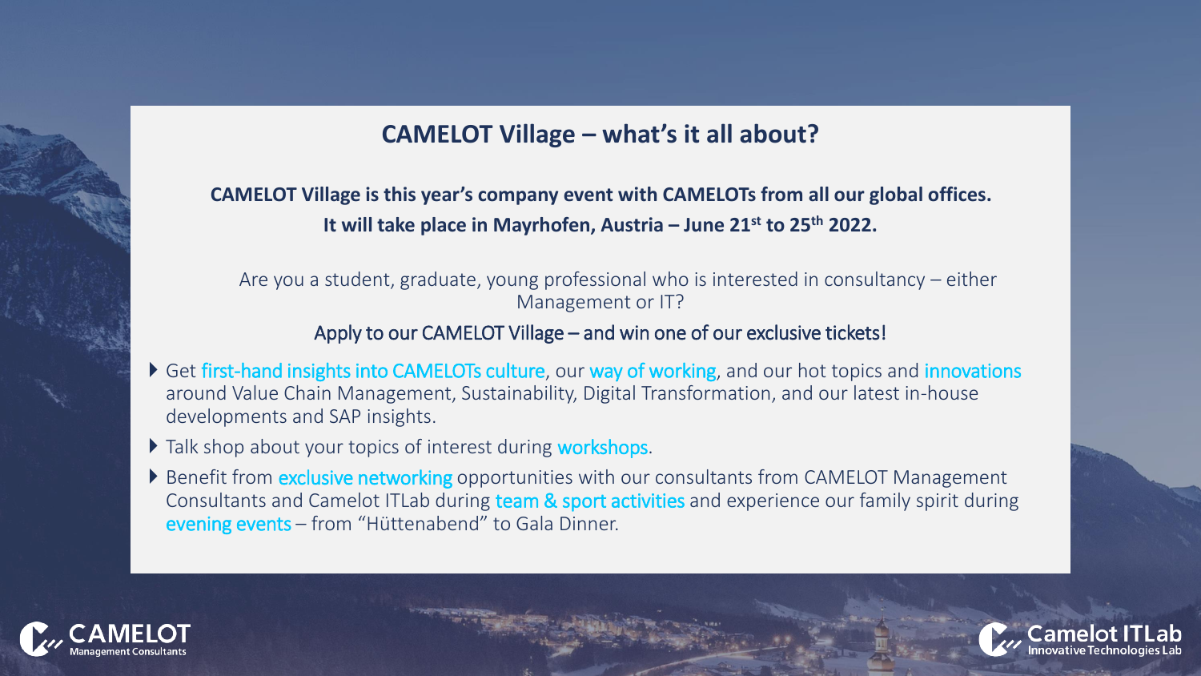## CAMELOT Village – what's it all about?

**CAMELOT Village is this year's company event with CAMELOTs from all our global offices.**
**It will take place in Mayrhofen, Austria – June 21st to 25th 2022.**

Are you a student, graduate, young professional who is interested in consultancy – either Management or IT?

Apply to our CAMELOT Village – and win one of our exclusive tickets!

- Get first-hand insights into CAMELOTs culture, our way of working, and our hot topics and innovations around Value Chain Management, Sustainability, Digital Transformation, and our latest in-house developments and SAP insights.
- Talk shop about your topics of interest during workshops.
- Benefit from exclusive networking opportunities with our consultants from CAMELOT Management Consultants and Camelot ITLab during team & sport activities and experience our family spirit during evening events – from "Hüttenabend" to Gala Dinner.

CAMELOT Management Consultants

Camelot ITLab Innovative Technologies Lab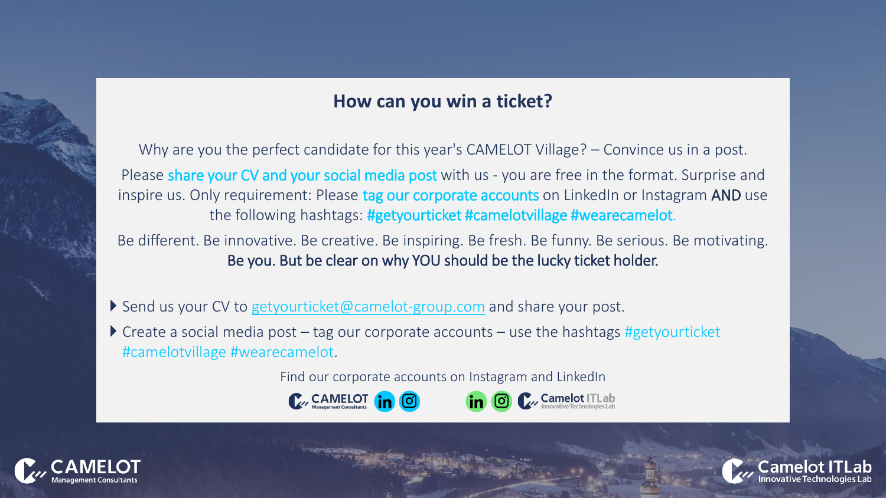## How can you win a ticket?

Why are you the perfect candidate for this year's CAMELOT Village? – Convince us in a post.

Please share your CV and your social media post with us - you are free in the format. Surprise and inspire us. Only requirement: Please tag our corporate accounts on LinkedIn or Instagram **AND** use the following hashtags: #getyourticket #camelotvillage #wearecamelot.

Be different. Be innovative. Be creative. Be inspiring. Be fresh. Be funny. Be serious. Be motivating. **Be you. But be clear on why YOU should be the lucky ticket holder.**

- Send us your CV to getyourticket@camelot-group.com and share your post.
- Create a social media post – tag our corporate accounts – use the hashtags #getyourticket #camelotvillage #wearecamelot.

Find our corporate accounts on Instagram and LinkedIn

CAMELOT Management Consultants | Camelot ITLab Innovative Technologies Lab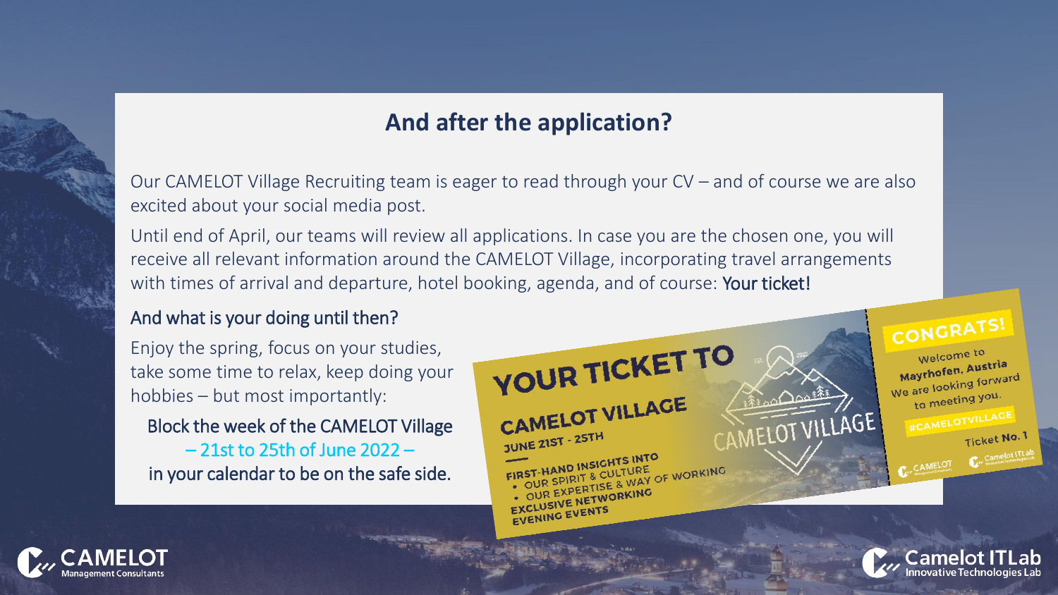## And after the application?

Our CAMELOT Village Recruiting team is eager to read through your CV – and of course we are also excited about your social media post.

Until end of April, our teams will review all applications. In case you are the chosen one, you will receive all relevant information around the CAMELOT Village, incorporating travel arrangements with times of arrival and departure, hotel booking, agenda, and of course: **Your ticket!**

### And what is your doing until then?

Enjoy the spring, focus on your studies, take some time to relax, keep doing your hobbies – but most importantly:

**Block the week of the CAMELOT Village – 21st to 25th of June 2022 – in your calendar to be on the safe side.**

YOUR TICKET TO
CAMELOT VILLAGE
JUNE 21ST - 25TH
FIRST-HAND INSIGHTS INTO
- OUR SPIRIT & CULTURE
- OUR EXPERTISE & WAY OF WORKING

EXCLUSIVE NETWORKING
EVENING EVENTS

CAMELOT VILLAGE

CONGRATS!
Welcome to Mayrhofen, Austria
We are looking forward to meeting you.
#CAMELOTVILLAGE
Ticket No. 1